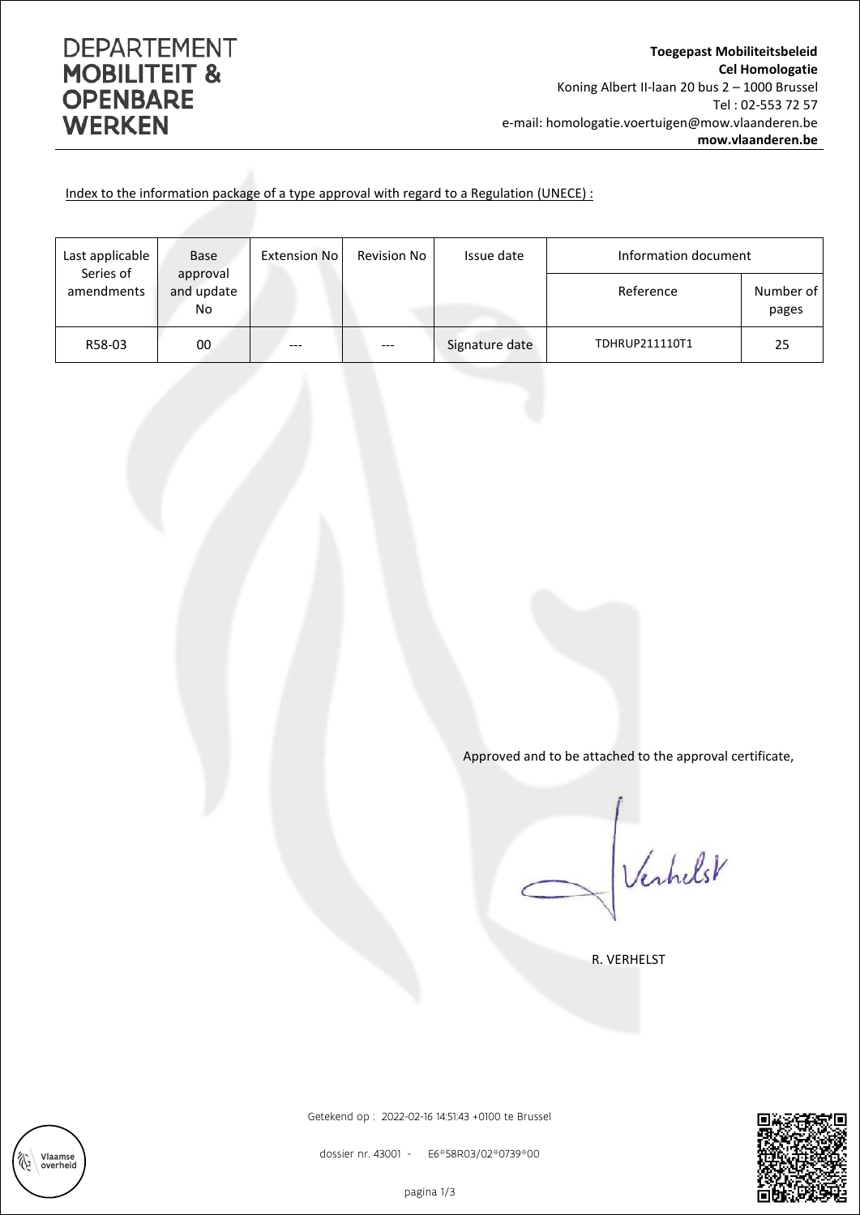**DEPARTEMENT MOBILITEIT & OPENBARE WERKEN**

**Toegepast Mobiliteitsbeleid**
**Cel Homologatie**
Koning Albert II-laan 20 bus 2 – 1000 Brussel
Tel : 02-553 72 57
e-mail: homologatie.voertuigen@mow.vlaanderen.be
**mow.vlaanderen.be**

Index to the information package of a type approval with regard to a Regulation (UNECE) :

| Last applicable Series of amendments | Base approval and update No | Extension No | Revision No | Issue date | Information document | |
|---|---|---|---|---|---|---|
| | | | | | Reference | Number of pages |
| R58-03 | 00 | --- | --- | Signature date | TDHRUP211110T1 | 25 |

Approved and to be attached to the approval certificate,

R. VERHELST

Getekend op : 2022-02-16 14:51:43 +0100 te Brussel

dossier nr. 43001 - E6*58R03/02*0739*00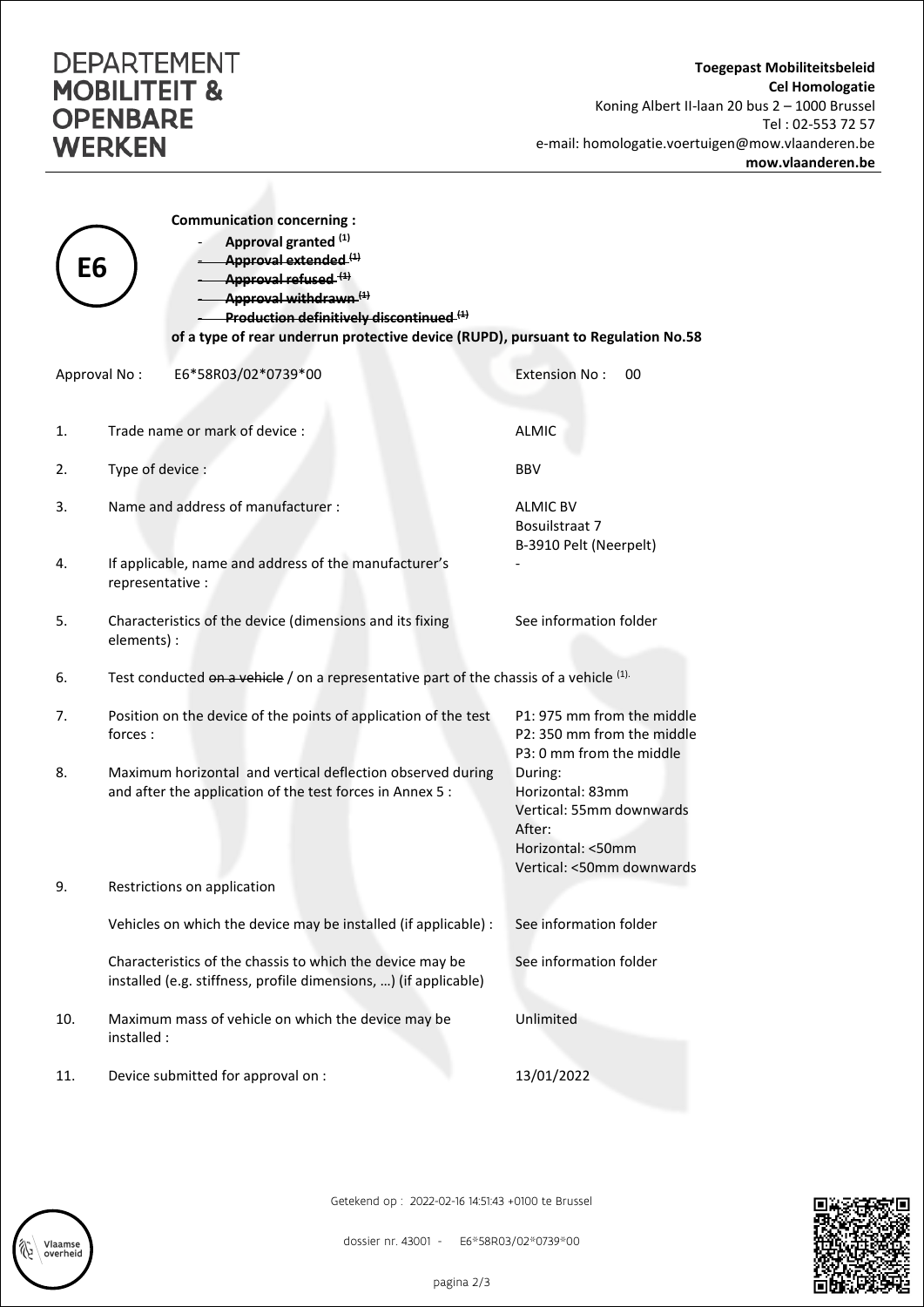**DEPARTEMENT MOBILITEIT & OPENBARE WERKEN**

**Toegepast Mobiliteitsbeleid**
**Cel Homologatie**
Koning Albert II-laan 20 bus 2 – 1000 Brussel
Tel : 02-553 72 57
e-mail: homologatie.voertuigen@mow.vlaanderen.be
**mow.vlaanderen.be**

E6

**Communication concerning :**

- **Approval granted** [(1)]
- ~~**Approval extended**~~ [(1)]
- ~~**Approval refused**~~ [(1)]
- ~~**Approval withdrawn**~~ [(1)]
- ~~**Production definitively discontinued**~~ [(1)]

**of a type of rear underrun protective device (RUPD), pursuant to Regulation No.58**

Approval No : E6*58R03/02*0739*00 Extension No : 00

| | | |
|---|---|---|
| 1. | Trade name or mark of device : | ALMIC |
| 2. | Type of device : | BBV |
| 3. | Name and address of manufacturer : | ALMIC BV<br>Bosuilstraat 7<br>B-3910 Pelt (Neerpelt) |
| 4. | If applicable, name and address of the manufacturer's representative : | - |
| 5. | Characteristics of the device (dimensions and its fixing elements) : | See information folder |
| 6. | Test conducted ~~on a vehicle~~ / on a representative part of the chassis of a vehicle [(1)]. | |
| 7. | Position on the device of the points of application of the test forces : | P1: 975 mm from the middle<br>P2: 350 mm from the middle<br>P3: 0 mm from the middle |
| 8. | Maximum horizontal and vertical deflection observed during and after the application of the test forces in Annex 5 : | During:<br>Horizontal: 83mm<br>Vertical: 55mm downwards<br>After:<br>Horizontal: <50mm<br>Vertical: <50mm downwards |
| 9. | Restrictions on application | |
| | Vehicles on which the device may be installed (if applicable) : | See information folder |
| | Characteristics of the chassis to which the device may be installed (e.g. stiffness, profile dimensions, …) (if applicable) | See information folder |
| 10. | Maximum mass of vehicle on which the device may be installed : | Unlimited |
| 11. | Device submitted for approval on : | 13/01/2022 |

Getekend op : 2022-02-16 14:51:43 +0100 te Brussel

dossier nr. 43001 - E6*58R03/02*0739*00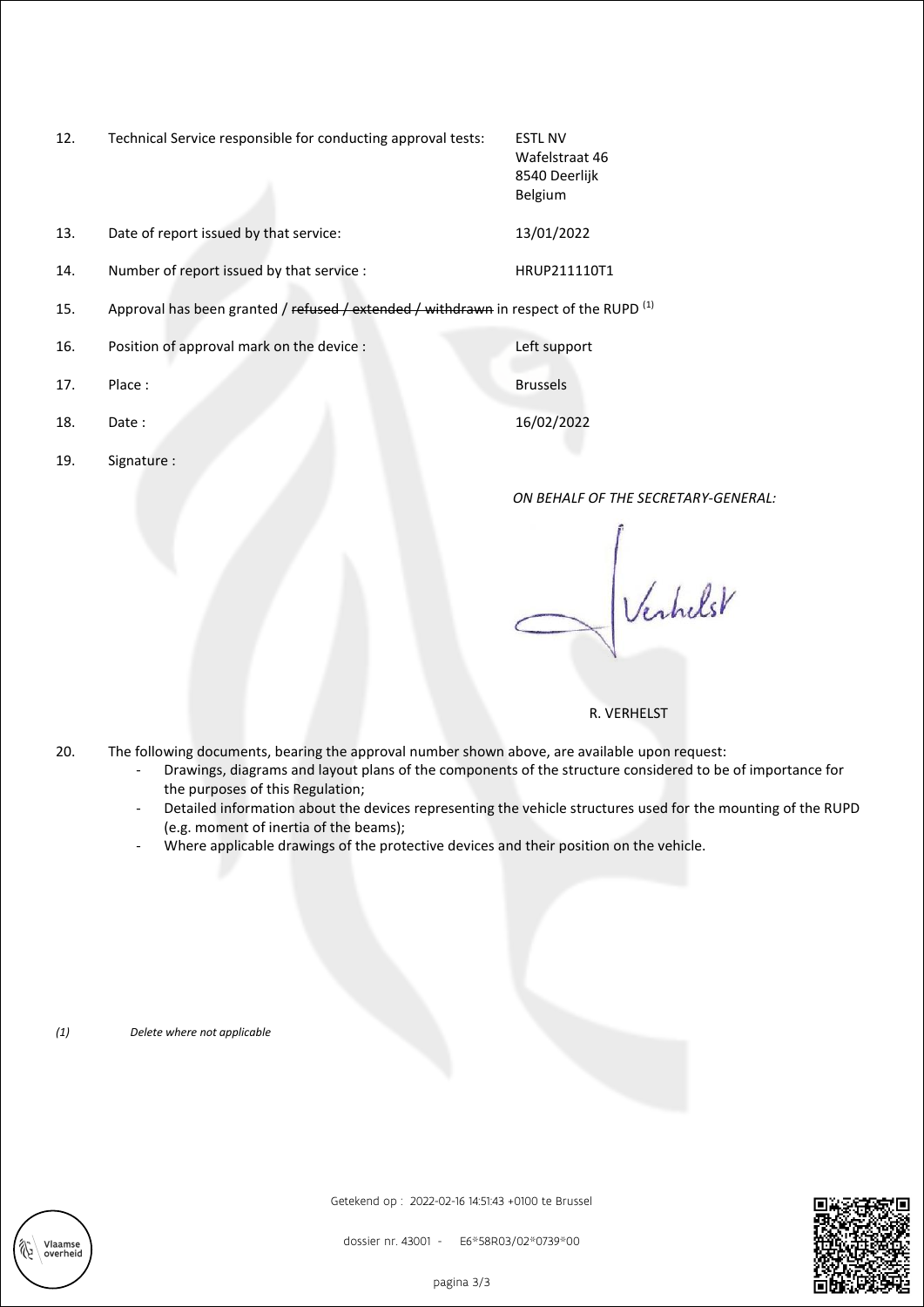12. Technical Service responsible for conducting approval tests: ESTL NV
Wafelstraat 46
8540 Deerlijk
Belgium

13. Date of report issued by that service: 13/01/2022

14. Number of report issued by that service : HRUP211110T1

15. Approval has been granted / ~~refused / extended / withdrawn~~ in respect of the RUPD [1]

16. Position of approval mark on the device : Left support

17. Place : Brussels

18. Date : 16/02/2022

19. Signature :

*ON BEHALF OF THE SECRETARY-GENERAL:*

Verhelst

R. VERHELST

20. The following documents, bearing the approval number shown above, are available upon request:
    - Drawings, diagrams and layout plans of the components of the structure considered to be of importance for the purposes of this Regulation;
    - Detailed information about the devices representing the vehicle structures used for the mounting of the RUPD (e.g. moment of inertia of the beams);
    - Where applicable drawings of the protective devices and their position on the vehicle.

*(1) Delete where not applicable*

Getekend op : 2022-02-16 14:51:43 +0100 te Brussel

dossier nr. 43001 - E6*58R03/02*0739*00